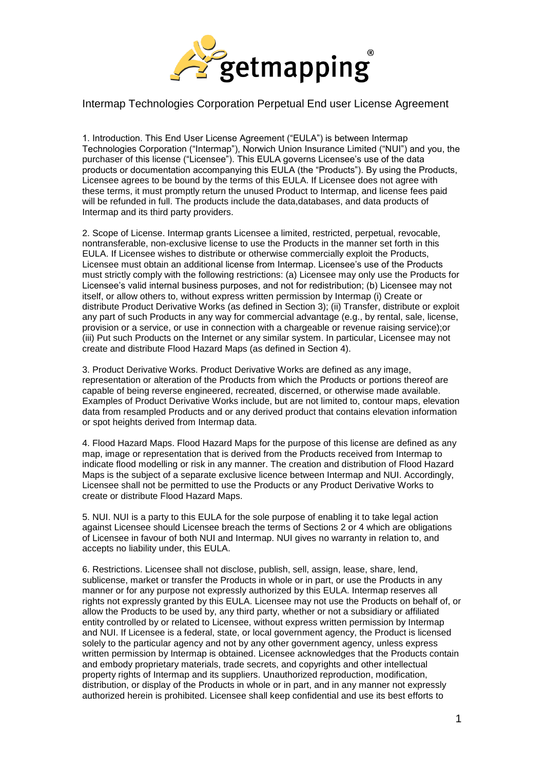# Intermap Technologies Corporation Perpetual End user License Agreement

1. Introduction. This End User License Agreement ("EULA") is between Intermap Technologies Corporation ("Intermap"), Norwich Union Insurance Limited ("NUI") and you, the purchaser of this license ("Licensee"). This EULA governs Licensee's use of the data products or documentation accompanying this EULA (the "Products"). By using the Products, Licensee agrees to be bound by the terms of this EULA. If Licensee does not agree with these terms, it must promptly return the unused Product to Intermap, and license fees paid will be refunded in full. The products include the data,databases, and data products of Intermap and its third party providers.

2. Scope of License. Intermap grants Licensee a limited, restricted, perpetual, revocable, nontransferable, non-exclusive license to use the Products in the manner set forth in this EULA. If Licensee wishes to distribute or otherwise commercially exploit the Products, Licensee must obtain an additional license from Intermap. Licensee's use of the Products must strictly comply with the following restrictions: (a) Licensee may only use the Products for Licensee's valid internal business purposes, and not for redistribution; (b) Licensee may not itself, or allow others to, without express written permission by Intermap (i) Create or distribute Product Derivative Works (as defined in Section 3); (ii) Transfer, distribute or exploit any part of such Products in any way for commercial advantage (e.g., by rental, sale, license, provision or a service, or use in connection with a chargeable or revenue raising service);or (iii) Put such Products on the Internet or any similar system. In particular, Licensee may not create and distribute Flood Hazard Maps (as defined in Section 4).

3. Product Derivative Works. Product Derivative Works are defined as any image, representation or alteration of the Products from which the Products or portions thereof are capable of being reverse engineered, recreated, discerned, or otherwise made available. Examples of Product Derivative Works include, but are not limited to, contour maps, elevation data from resampled Products and or any derived product that contains elevation information or spot heights derived from Intermap data.

4. Flood Hazard Maps. Flood Hazard Maps for the purpose of this license are defined as any map, image or representation that is derived from the Products received from Intermap to indicate flood modelling or risk in any manner. The creation and distribution of Flood Hazard Maps is the subject of a separate exclusive licence between Intermap and NUI. Accordingly, Licensee shall not be permitted to use the Products or any Product Derivative Works to create or distribute Flood Hazard Maps.

5. NUI. NUI is a party to this EULA for the sole purpose of enabling it to take legal action against Licensee should Licensee breach the terms of Sections 2 or 4 which are obligations of Licensee in favour of both NUI and Intermap. NUI gives no warranty in relation to, and accepts no liability under, this EULA.

6. Restrictions. Licensee shall not disclose, publish, sell, assign, lease, share, lend, sublicense, market or transfer the Products in whole or in part, or use the Products in any manner or for any purpose not expressly authorized by this EULA. Intermap reserves all rights not expressly granted by this EULA. Licensee may not use the Products on behalf of, or allow the Products to be used by, any third party, whether or not a subsidiary or affiliated entity controlled by or related to Licensee, without express written permission by Intermap and NUI. If Licensee is a federal, state, or local government agency, the Product is licensed solely to the particular agency and not by any other government agency, unless express written permission by Intermap is obtained. Licensee acknowledges that the Products contain and embody proprietary materials, trade secrets, and copyrights and other intellectual property rights of Intermap and its suppliers. Unauthorized reproduction, modification, distribution, or display of the Products in whole or in part, and in any manner not expressly authorized herein is prohibited. Licensee shall keep confidential and use its best efforts to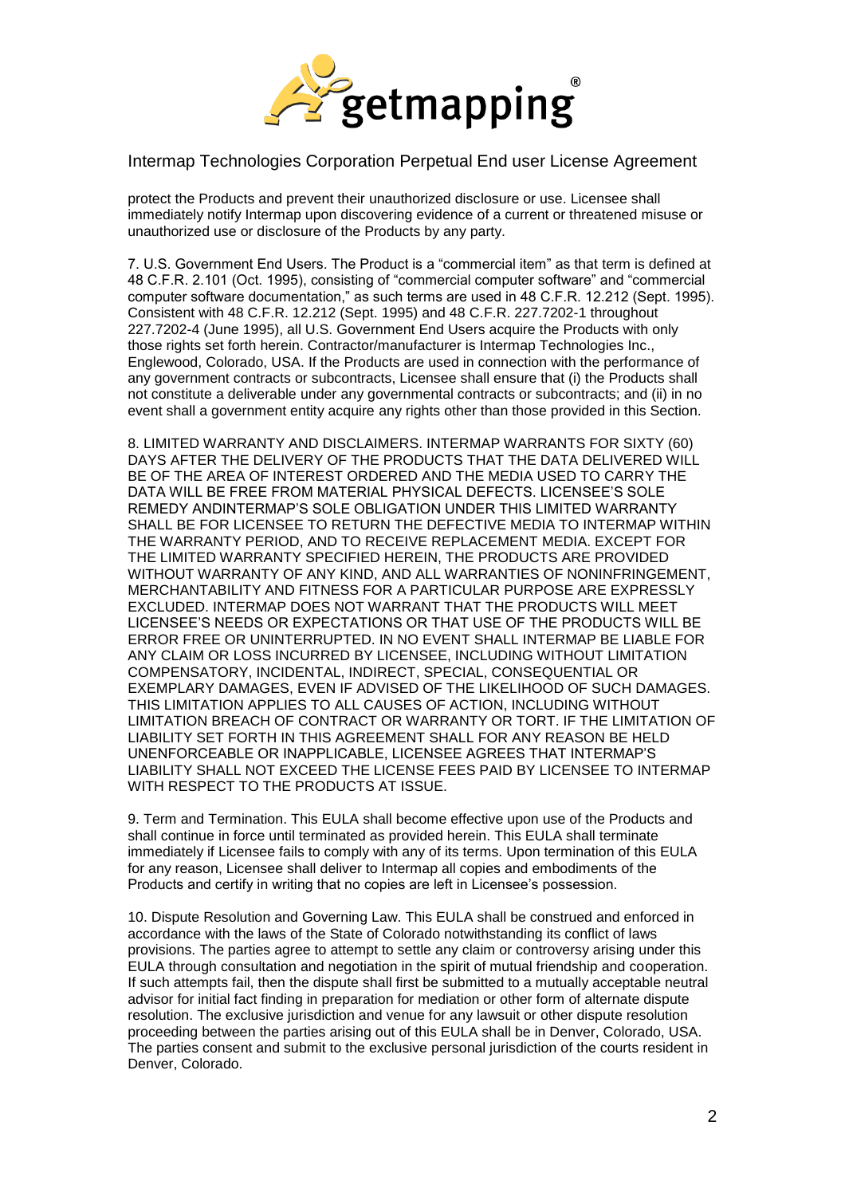protect the Products and prevent their unauthorized disclosure or use. Licensee shall immediately notify Intermap upon discovering evidence of a current or threatened misuse or unauthorized use or disclosure of the Products by any party.

7. U.S. Government End Users. The Product is a "commercial item" as that term is defined at 48 C.F.R. 2.101 (Oct. 1995), consisting of "commercial computer software" and "commercial computer software documentation," as such terms are used in 48 C.F.R. 12.212 (Sept. 1995). Consistent with 48 C.F.R. 12.212 (Sept. 1995) and 48 C.F.R. 227.7202-1 throughout 227.7202-4 (June 1995), all U.S. Government End Users acquire the Products with only those rights set forth herein. Contractor/manufacturer is Intermap Technologies Inc., Englewood, Colorado, USA. If the Products are used in connection with the performance of any government contracts or subcontracts, Licensee shall ensure that (i) the Products shall not constitute a deliverable under any governmental contracts or subcontracts; and (ii) in no event shall a government entity acquire any rights other than those provided in this Section.

8. LIMITED WARRANTY AND DISCLAIMERS. INTERMAP WARRANTS FOR SIXTY (60) DAYS AFTER THE DELIVERY OF THE PRODUCTS THAT THE DATA DELIVERED WILL BE OF THE AREA OF INTEREST ORDERED AND THE MEDIA USED TO CARRY THE DATA WILL BE FREE FROM MATERIAL PHYSICAL DEFECTS. LICENSEE'S SOLE REMEDY ANDINTERMAP'S SOLE OBLIGATION UNDER THIS LIMITED WARRANTY SHALL BE FOR LICENSEE TO RETURN THE DEFECTIVE MEDIA TO INTERMAP WITHIN THE WARRANTY PERIOD, AND TO RECEIVE REPLACEMENT MEDIA. EXCEPT FOR THE LIMITED WARRANTY SPECIFIED HEREIN, THE PRODUCTS ARE PROVIDED WITHOUT WARRANTY OF ANY KIND, AND ALL WARRANTIES OF NONINFRINGEMENT, MERCHANTABILITY AND FITNESS FOR A PARTICULAR PURPOSE ARE EXPRESSLY EXCLUDED. INTERMAP DOES NOT WARRANT THAT THE PRODUCTS WILL MEET LICENSEE'S NEEDS OR EXPECTATIONS OR THAT USE OF THE PRODUCTS WILL BE ERROR FREE OR UNINTERRUPTED. IN NO EVENT SHALL INTERMAP BE LIABLE FOR ANY CLAIM OR LOSS INCURRED BY LICENSEE, INCLUDING WITHOUT LIMITATION COMPENSATORY, INCIDENTAL, INDIRECT, SPECIAL, CONSEQUENTIAL OR EXEMPLARY DAMAGES, EVEN IF ADVISED OF THE LIKELIHOOD OF SUCH DAMAGES. THIS LIMITATION APPLIES TO ALL CAUSES OF ACTION, INCLUDING WITHOUT LIMITATION BREACH OF CONTRACT OR WARRANTY OR TORT. IF THE LIMITATION OF LIABILITY SET FORTH IN THIS AGREEMENT SHALL FOR ANY REASON BE HELD UNENFORCEABLE OR INAPPLICABLE, LICENSEE AGREES THAT INTERMAP'S LIABILITY SHALL NOT EXCEED THE LICENSE FEES PAID BY LICENSEE TO INTERMAP WITH RESPECT TO THE PRODUCTS AT ISSUE.

9. Term and Termination. This EULA shall become effective upon use of the Products and shall continue in force until terminated as provided herein. This EULA shall terminate immediately if Licensee fails to comply with any of its terms. Upon termination of this EULA for any reason, Licensee shall deliver to Intermap all copies and embodiments of the Products and certify in writing that no copies are left in Licensee's possession.

10. Dispute Resolution and Governing Law. This EULA shall be construed and enforced in accordance with the laws of the State of Colorado notwithstanding its conflict of laws provisions. The parties agree to attempt to settle any claim or controversy arising under this EULA through consultation and negotiation in the spirit of mutual friendship and cooperation. If such attempts fail, then the dispute shall first be submitted to a mutually acceptable neutral advisor for initial fact finding in preparation for mediation or other form of alternate dispute resolution. The exclusive jurisdiction and venue for any lawsuit or other dispute resolution proceeding between the parties arising out of this EULA shall be in Denver, Colorado, USA. The parties consent and submit to the exclusive personal jurisdiction of the courts resident in Denver, Colorado.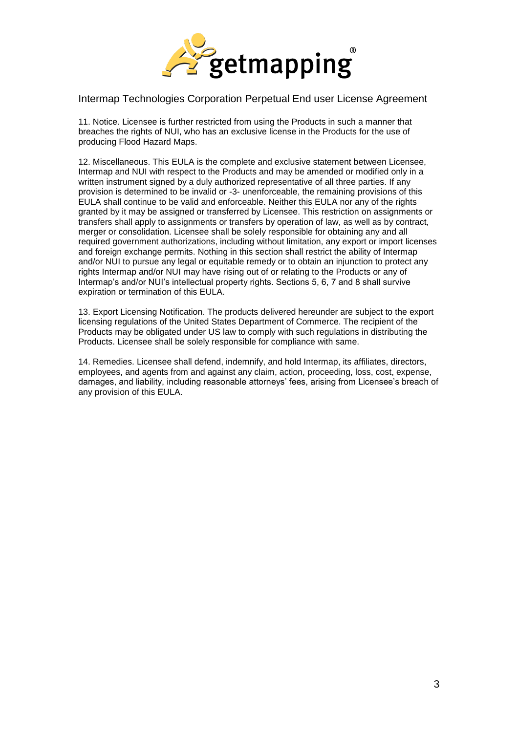Intermap Technologies Corporation Perpetual End user License Agreement

11. Notice. Licensee is further restricted from using the Products in such a manner that breaches the rights of NUI, who has an exclusive license in the Products for the use of producing Flood Hazard Maps.

12. Miscellaneous. This EULA is the complete and exclusive statement between Licensee, Intermap and NUI with respect to the Products and may be amended or modified only in a written instrument signed by a duly authorized representative of all three parties. If any provision is determined to be invalid or -3- unenforceable, the remaining provisions of this EULA shall continue to be valid and enforceable. Neither this EULA nor any of the rights granted by it may be assigned or transferred by Licensee. This restriction on assignments or transfers shall apply to assignments or transfers by operation of law, as well as by contract, merger or consolidation. Licensee shall be solely responsible for obtaining any and all required government authorizations, including without limitation, any export or import licenses and foreign exchange permits. Nothing in this section shall restrict the ability of Intermap and/or NUI to pursue any legal or equitable remedy or to obtain an injunction to protect any rights Intermap and/or NUI may have rising out of or relating to the Products or any of Intermap's and/or NUI's intellectual property rights. Sections 5, 6, 7 and 8 shall survive expiration or termination of this EULA.

13. Export Licensing Notification. The products delivered hereunder are subject to the export licensing regulations of the United States Department of Commerce. The recipient of the Products may be obligated under US law to comply with such regulations in distributing the Products. Licensee shall be solely responsible for compliance with same.

14. Remedies. Licensee shall defend, indemnify, and hold Intermap, its affiliates, directors, employees, and agents from and against any claim, action, proceeding, loss, cost, expense, damages, and liability, including reasonable attorneys' fees, arising from Licensee's breach of any provision of this EULA.